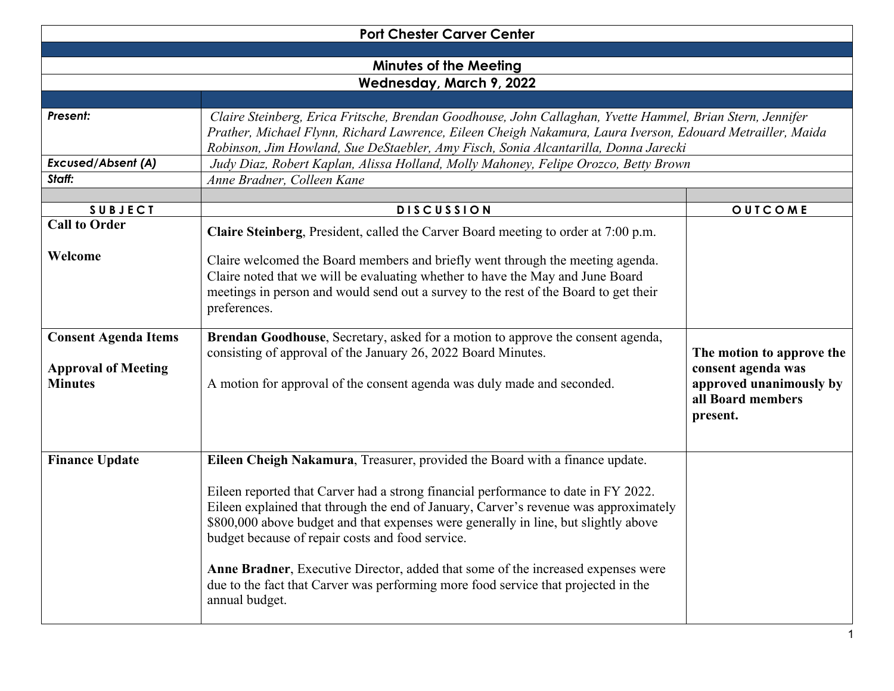# Port Chester Carver Center

## Minutes of the Meeting

## Wednesday, March 9, 2022

| | |
|---|---|
| ***Present:*** | *Claire Steinberg, Erica Fritsche, Brendan Goodhouse, John Callaghan, Yvette Hammel, Brian Stern, Jennifer Prather, Michael Flynn, Richard Lawrence, Eileen Cheigh Nakamura, Laura Iverson, Edouard Metrailler, Maida Robinson, Jim Howland, Sue DeStaebler, Amy Fisch, Sonia Alcantarilla, Donna Jarecki* |
| ***Excused/Absent (A)*** | *Judy Diaz, Robert Kaplan, Alissa Holland, Molly Mahoney, Felipe Orozco, Betty Brown* |
| ***Staff:*** | *Anne Bradner, Colleen Kane* |

| SUBJECT | DISCUSSION | OUTCOME |
|---|---|---|
| **Call to Order**<br><br>**Welcome** | **Claire Steinberg**, President, called the Carver Board meeting to order at 7:00 p.m.<br><br>Claire welcomed the Board members and briefly went through the meeting agenda. Claire noted that we will be evaluating whether to have the May and June Board meetings in person and would send out a survey to the rest of the Board to get their preferences. | |
| **Consent Agenda Items**<br><br>**Approval of Meeting Minutes** | **Brendan Goodhouse**, Secretary, asked for a motion to approve the consent agenda, consisting of approval of the January 26, 2022 Board Minutes.<br><br>A motion for approval of the consent agenda was duly made and seconded. | **The motion to approve the consent agenda was approved unanimously by all Board members present.** |
| **Finance Update** | **Eileen Cheigh Nakamura**, Treasurer, provided the Board with a finance update.<br><br>Eileen reported that Carver had a strong financial performance to date in FY 2022. Eileen explained that through the end of January, Carver's revenue was approximately $800,000 above budget and that expenses were generally in line, but slightly above budget because of repair costs and food service.<br><br>**Anne Bradner**, Executive Director, added that some of the increased expenses were due to the fact that Carver was performing more food service that projected in the annual budget. | |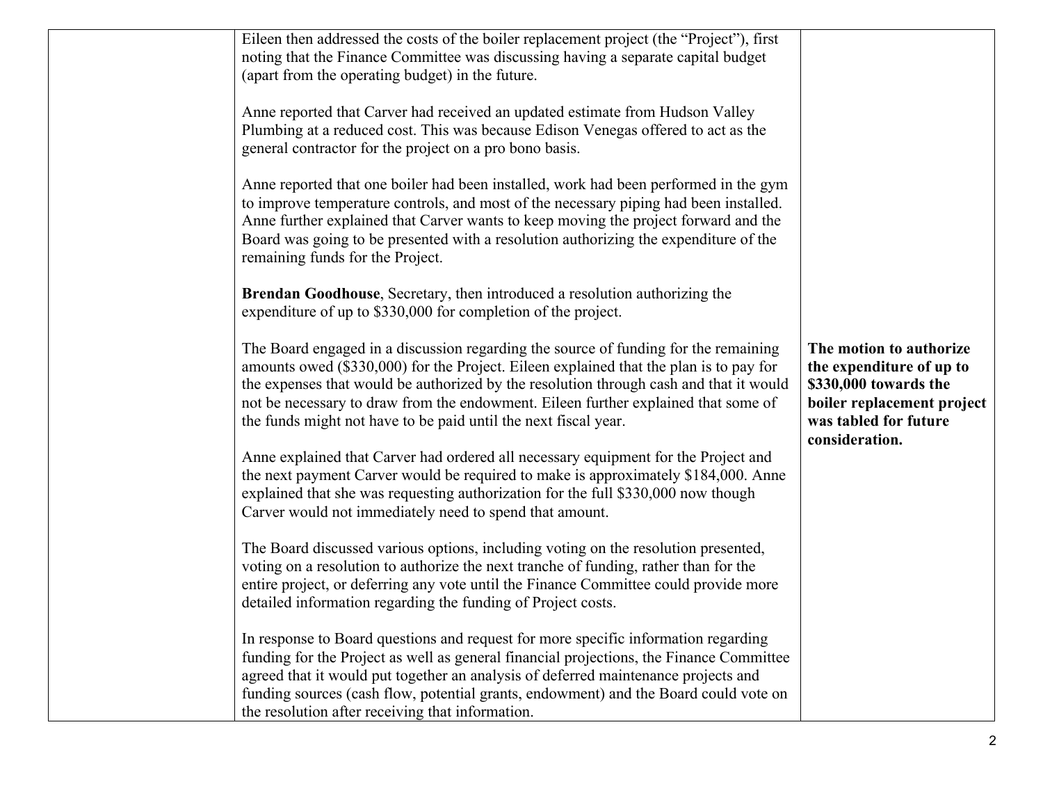| | | |
|---|---|---|
| | Eileen then addressed the costs of the boiler replacement project (the "Project"), first noting that the Finance Committee was discussing having a separate capital budget (apart from the operating budget) in the future.<br><br>Anne reported that Carver had received an updated estimate from Hudson Valley Plumbing at a reduced cost. This was because Edison Venegas offered to act as the general contractor for the project on a pro bono basis.<br><br>Anne reported that one boiler had been installed, work had been performed in the gym to improve temperature controls, and most of the necessary piping had been installed. Anne further explained that Carver wants to keep moving the project forward and the Board was going to be presented with a resolution authorizing the expenditure of the remaining funds for the Project.<br><br>**Brendan Goodhouse**, Secretary, then introduced a resolution authorizing the expenditure of up to $330,000 for completion of the project.<br><br>The Board engaged in a discussion regarding the source of funding for the remaining amounts owed ($330,000) for the Project. Eileen explained that the plan is to pay for the expenses that would be authorized by the resolution through cash and that it would not be necessary to draw from the endowment. Eileen further explained that some of the funds might not have to be paid until the next fiscal year.<br><br>Anne explained that Carver had ordered all necessary equipment for the Project and the next payment Carver would be required to make is approximately $184,000. Anne explained that she was requesting authorization for the full $330,000 now though Carver would not immediately need to spend that amount.<br><br>The Board discussed various options, including voting on the resolution presented, voting on a resolution to authorize the next tranche of funding, rather than for the entire project, or deferring any vote until the Finance Committee could provide more detailed information regarding the funding of Project costs.<br><br>In response to Board questions and request for more specific information regarding funding for the Project as well as general financial projections, the Finance Committee agreed that it would put together an analysis of deferred maintenance projects and funding sources (cash flow, potential grants, endowment) and the Board could vote on the resolution after receiving that information. | **The motion to authorize the expenditure of up to $330,000 towards the boiler replacement project was tabled for future consideration.** |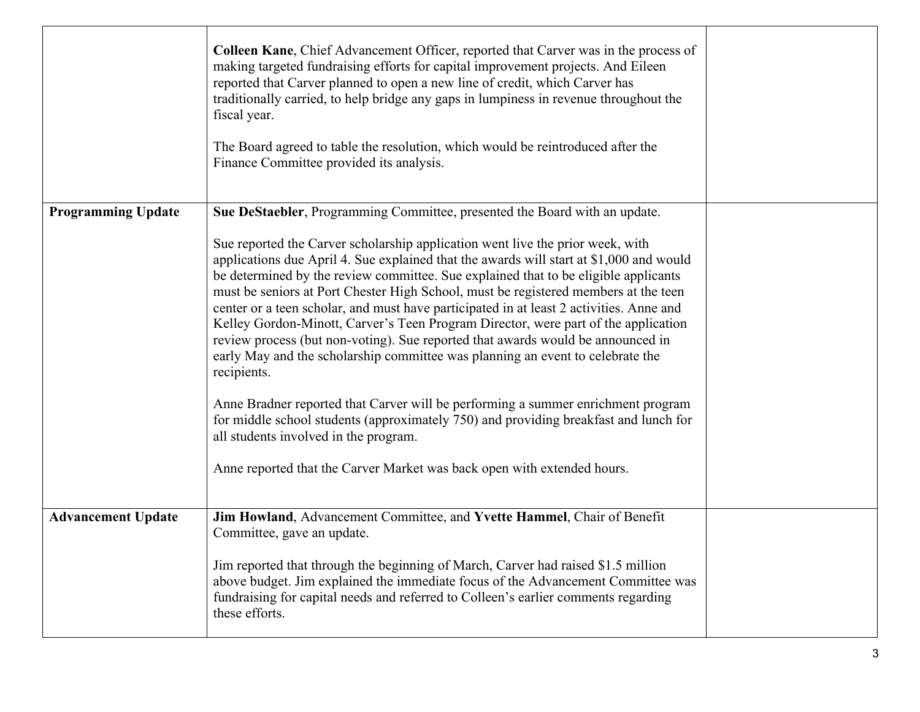| | | |
|---|---|---|
| | **Colleen Kane**, Chief Advancement Officer, reported that Carver was in the process of making targeted fundraising efforts for capital improvement projects. And Eileen reported that Carver planned to open a new line of credit, which Carver has traditionally carried, to help bridge any gaps in lumpiness in revenue throughout the fiscal year.<br><br>The Board agreed to table the resolution, which would be reintroduced after the Finance Committee provided its analysis. | |
| **Programming Update** | **Sue DeStaebler**, Programming Committee, presented the Board with an update.<br><br>Sue reported the Carver scholarship application went live the prior week, with applications due April 4. Sue explained that the awards will start at $1,000 and would be determined by the review committee. Sue explained that to be eligible applicants must be seniors at Port Chester High School, must be registered members at the teen center or a teen scholar, and must have participated in at least 2 activities. Anne and Kelley Gordon-Minott, Carver's Teen Program Director, were part of the application review process (but non-voting). Sue reported that awards would be announced in early May and the scholarship committee was planning an event to celebrate the recipients.<br><br>Anne Bradner reported that Carver will be performing a summer enrichment program for middle school students (approximately 750) and providing breakfast and lunch for all students involved in the program.<br><br>Anne reported that the Carver Market was back open with extended hours. | |
| **Advancement Update** | **Jim Howland**, Advancement Committee, and **Yvette Hammel**, Chair of Benefit Committee, gave an update.<br><br>Jim reported that through the beginning of March, Carver had raised $1.5 million above budget. Jim explained the immediate focus of the Advancement Committee was fundraising for capital needs and referred to Colleen's earlier comments regarding these efforts. | |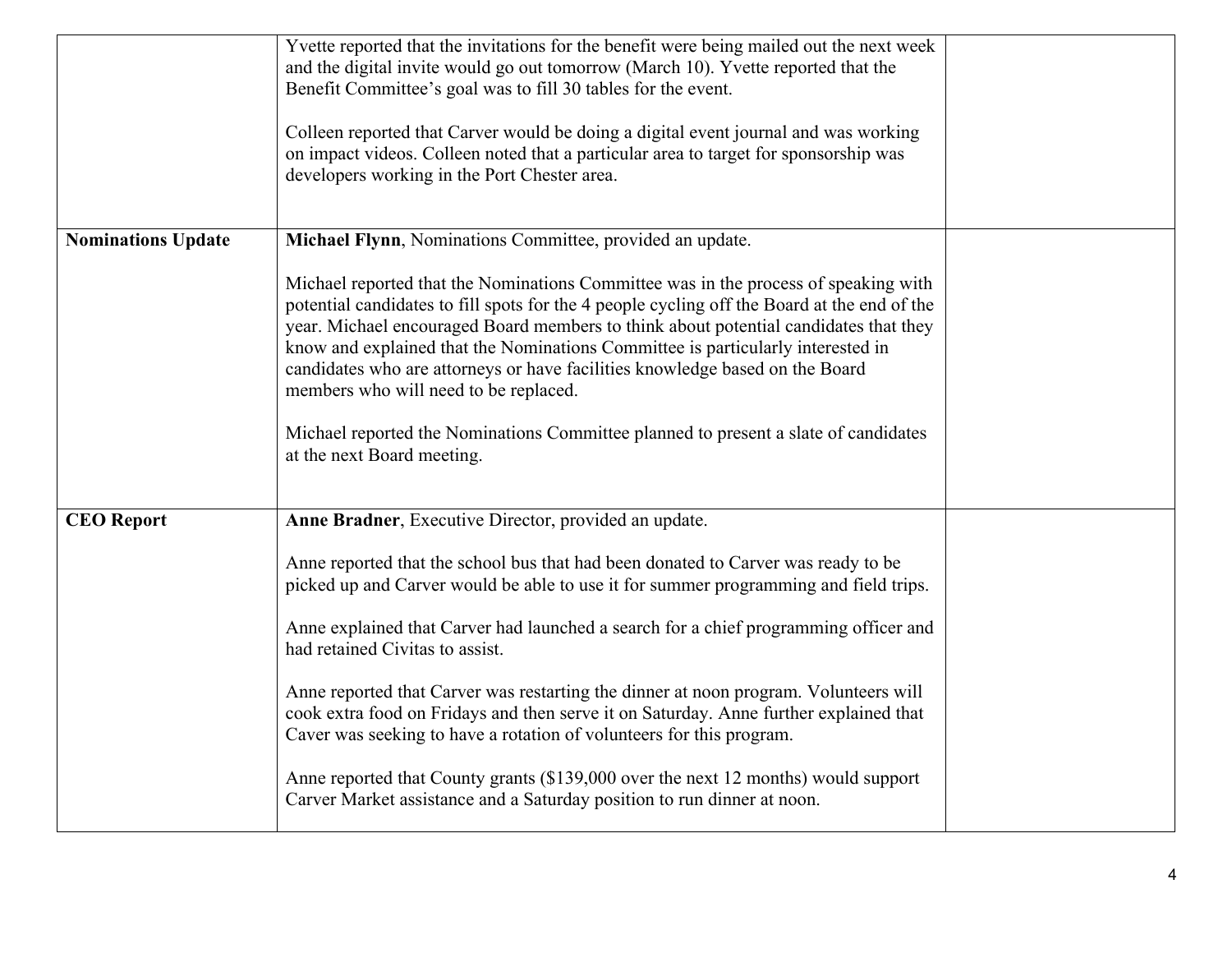| | | |
|---|---|---|
| | Yvette reported that the invitations for the benefit were being mailed out the next week and the digital invite would go out tomorrow (March 10). Yvette reported that the Benefit Committee's goal was to fill 30 tables for the event.<br><br>Colleen reported that Carver would be doing a digital event journal and was working on impact videos. Colleen noted that a particular area to target for sponsorship was developers working in the Port Chester area. | |
| **Nominations Update** | **Michael Flynn**, Nominations Committee, provided an update.<br><br>Michael reported that the Nominations Committee was in the process of speaking with potential candidates to fill spots for the 4 people cycling off the Board at the end of the year. Michael encouraged Board members to think about potential candidates that they know and explained that the Nominations Committee is particularly interested in candidates who are attorneys or have facilities knowledge based on the Board members who will need to be replaced.<br><br>Michael reported the Nominations Committee planned to present a slate of candidates at the next Board meeting. | |
| **CEO Report** | **Anne Bradner**, Executive Director, provided an update.<br><br>Anne reported that the school bus that had been donated to Carver was ready to be picked up and Carver would be able to use it for summer programming and field trips.<br><br>Anne explained that Carver had launched a search for a chief programming officer and had retained Civitas to assist.<br><br>Anne reported that Carver was restarting the dinner at noon program. Volunteers will cook extra food on Fridays and then serve it on Saturday. Anne further explained that Caver was seeking to have a rotation of volunteers for this program.<br><br>Anne reported that County grants ($139,000 over the next 12 months) would support Carver Market assistance and a Saturday position to run dinner at noon. | |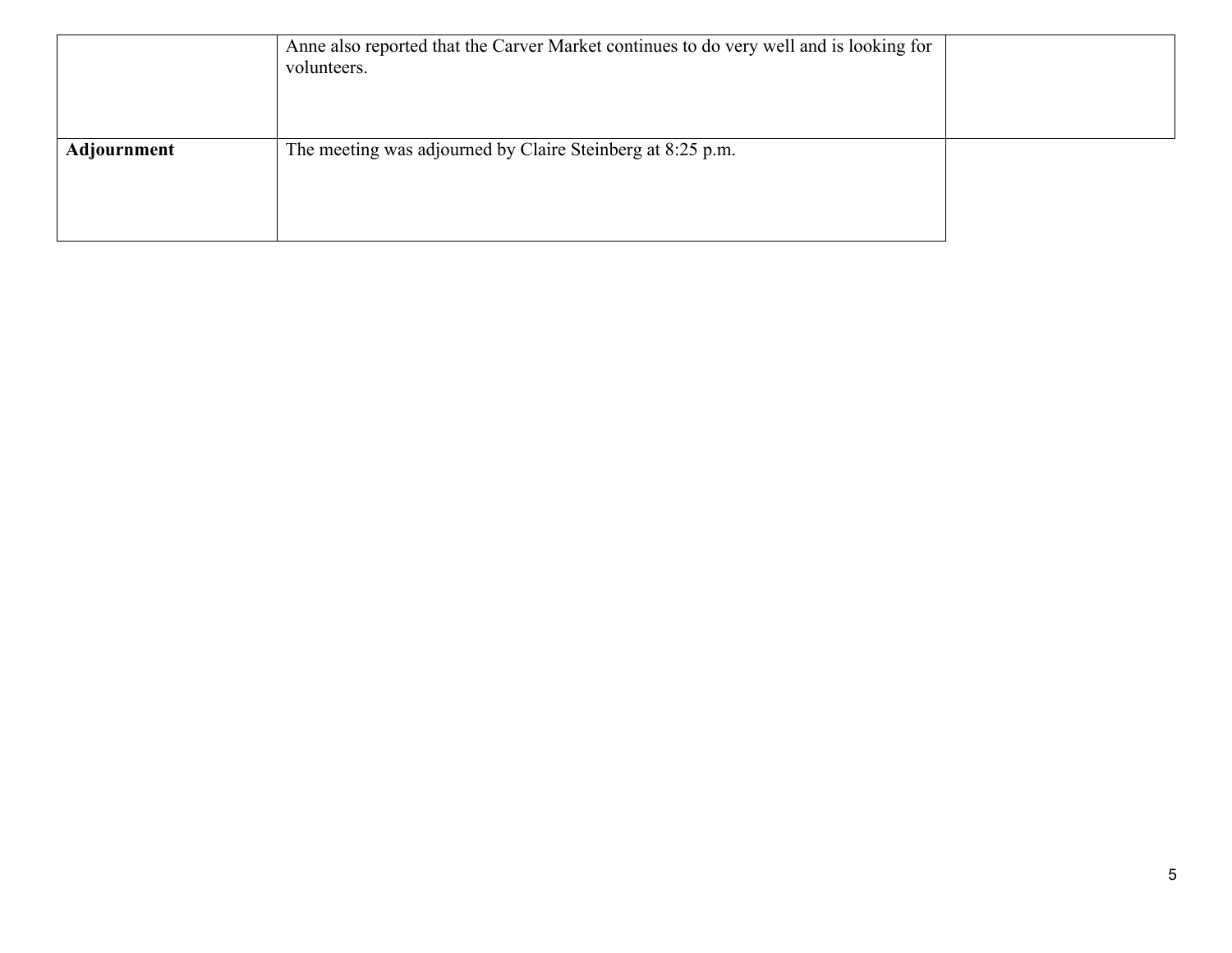| | | |
|---|---|---|
| | Anne also reported that the Carver Market continues to do very well and is looking for volunteers. | |
| **Adjournment** | The meeting was adjourned by Claire Steinberg at 8:25 p.m. | |